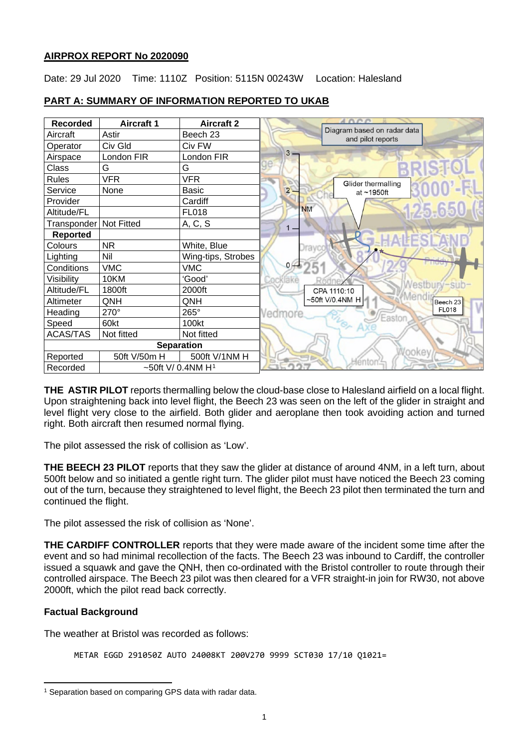**AIRPROX REPORT No 2020090**

Date: 29 Jul 2020 Time: 1110Z Position: 5115N 00243W Location: Halesland

## PART A: SUMMARY OF INFORMATION REPORTED TO UKAB

| Recorded | Aircraft 1 | Aircraft 2 |
|---|---|---|
| Aircraft | Astir | Beech 23 |
| Operator | Civ Gld | Civ FW |
| Airspace | London FIR | London FIR |
| Class | G | G |
| Rules | VFR | VFR |
| Service | None | Basic |
| Provider | | Cardiff |
| Altitude/FL | | FL018 |
| Transponder | Not Fitted | A, C, S |
| **Reported** | | |
| Colours | NR | White, Blue |
| Lighting | Nil | Wing-tips, Strobes |
| Conditions | VMC | VMC |
| Visibility | 10KM | 'Good' |
| Altitude/FL | 1800ft | 2000ft |
| Altimeter | QNH | QNH |
| Heading | 270° | 265° |
| Speed | 60kt | 100kt |
| ACAS/TAS | Not fitted | Not fitted |
| **Separation** | | |
| Reported | 50ft V/50m H | 500ft V/1NM H |
| Recorded | ~50ft V/ 0.4NM H[1] | |

Diagram based on radar data and pilot reports

Glider thermalling at ~1950ft

CPA 1110:10 ~50ft V/0.4NM H

Beech 23 FL018

**THE ASTIR PILOT** reports thermalling below the cloud-base close to Halesland airfield on a local flight. Upon straightening back into level flight, the Beech 23 was seen on the left of the glider in straight and level flight very close to the airfield. Both glider and aeroplane then took avoiding action and turned right. Both aircraft then resumed normal flying.

The pilot assessed the risk of collision as 'Low'.

**THE BEECH 23 PILOT** reports that they saw the glider at distance of around 4NM, in a left turn, about 500ft below and so initiated a gentle right turn. The glider pilot must have noticed the Beech 23 coming out of the turn, because they straightened to level flight, the Beech 23 pilot then terminated the turn and continued the flight.

The pilot assessed the risk of collision as 'None'.

**THE CARDIFF CONTROLLER** reports that they were made aware of the incident some time after the event and so had minimal recollection of the facts. The Beech 23 was inbound to Cardiff, the controller issued a squawk and gave the QNH, then co-ordinated with the Bristol controller to route through their controlled airspace. The Beech 23 pilot was then cleared for a VFR straight-in join for RW30, not above 2000ft, which the pilot read back correctly.

### Factual Background

The weather at Bristol was recorded as follows:

```
METAR EGGD 291050Z AUTO 24008KT 200V270 9999 SCT030 17/10 Q1021=
```

[1] Separation based on comparing GPS data with radar data.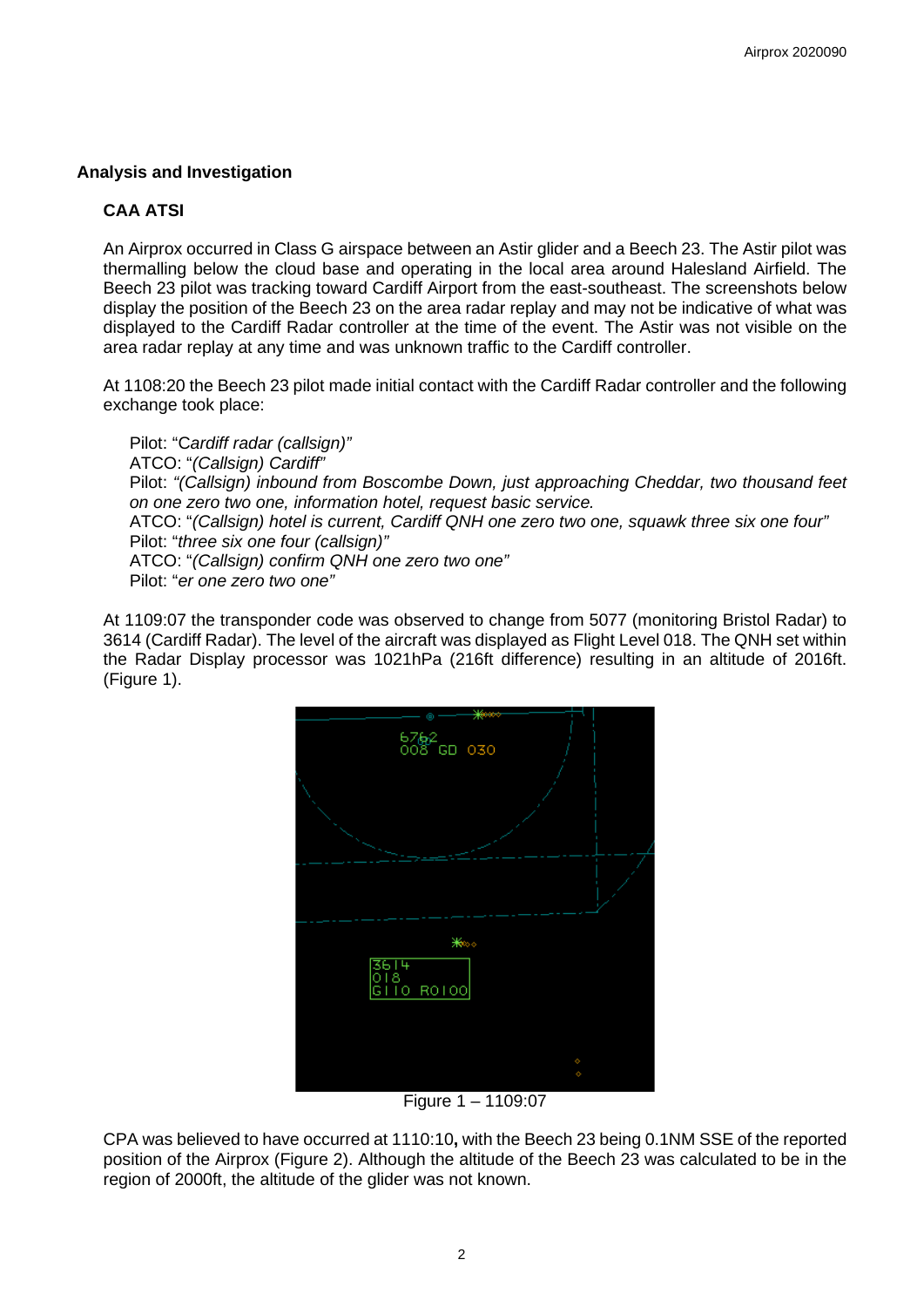## Analysis and Investigation

### CAA ATSI

An Airprox occurred in Class G airspace between an Astir glider and a Beech 23. The Astir pilot was thermalling below the cloud base and operating in the local area around Halesland Airfield. The Beech 23 pilot was tracking toward Cardiff Airport from the east-southeast. The screenshots below display the position of the Beech 23 on the area radar replay and may not be indicative of what was displayed to the Cardiff Radar controller at the time of the event. The Astir was not visible on the area radar replay at any time and was unknown traffic to the Cardiff controller.

At 1108:20 the Beech 23 pilot made initial contact with the Cardiff Radar controller and the following exchange took place:

> Pilot: "C*ardiff radar (callsign)"*
> ATCO: "*(Callsign) Cardiff"*
> Pilot: *"(Callsign) inbound from Boscombe Down, just approaching Cheddar, two thousand feet on one zero two one, information hotel, request basic service.*
> ATCO: "*(Callsign) hotel is current, Cardiff QNH one zero two one, squawk three six one four"*
> Pilot: "*three six one four (callsign)"*
> ATCO: "*(Callsign) confirm QNH one zero two one"*
> Pilot: "*er one zero two one"*

At 1109:07 the transponder code was observed to change from 5077 (monitoring Bristol Radar) to 3614 (Cardiff Radar). The level of the aircraft was displayed as Flight Level 018. The QNH set within the Radar Display processor was 1021hPa (216ft difference) resulting in an altitude of 2016ft. (Figure 1).

Figure 1 – 1109:07

CPA was believed to have occurred at 1110:10**,** with the Beech 23 being 0.1NM SSE of the reported position of the Airprox (Figure 2). Although the altitude of the Beech 23 was calculated to be in the region of 2000ft, the altitude of the glider was not known.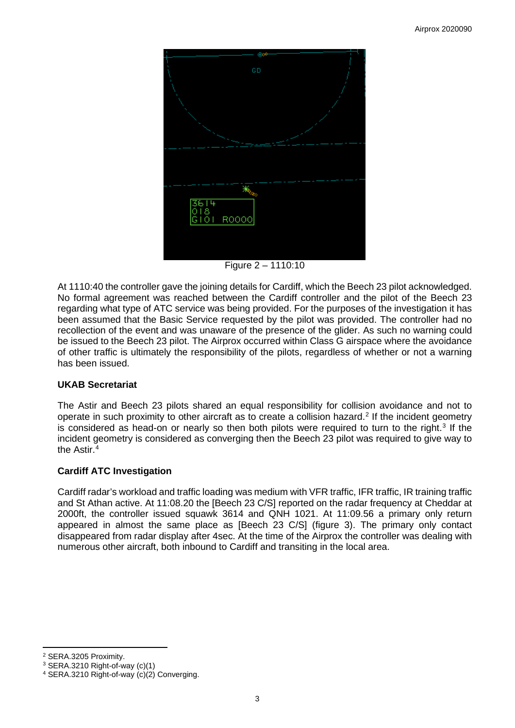Figure 2 – 1110:10

At 1110:40 the controller gave the joining details for Cardiff, which the Beech 23 pilot acknowledged. No formal agreement was reached between the Cardiff controller and the pilot of the Beech 23 regarding what type of ATC service was being provided. For the purposes of the investigation it has been assumed that the Basic Service requested by the pilot was provided. The controller had no recollection of the event and was unaware of the presence of the glider. As such no warning could be issued to the Beech 23 pilot. The Airprox occurred within Class G airspace where the avoidance of other traffic is ultimately the responsibility of the pilots, regardless of whether or not a warning has been issued.

### UKAB Secretariat

The Astir and Beech 23 pilots shared an equal responsibility for collision avoidance and not to operate in such proximity to other aircraft as to create a collision hazard.[2] If the incident geometry is considered as head-on or nearly so then both pilots were required to turn to the right.[3] If the incident geometry is considered as converging then the Beech 23 pilot was required to give way to the Astir.[4]

### Cardiff ATC Investigation

Cardiff radar's workload and traffic loading was medium with VFR traffic, IFR traffic, IR training traffic and St Athan active. At 11:08.20 the [Beech 23 C/S] reported on the radar frequency at Cheddar at 2000ft, the controller issued squawk 3614 and QNH 1021. At 11:09.56 a primary only return appeared in almost the same place as [Beech 23 C/S] (figure 3). The primary only contact disappeared from radar display after 4sec. At the time of the Airprox the controller was dealing with numerous other aircraft, both inbound to Cardiff and transiting in the local area.

---

[2] SERA.3205 Proximity.
[3] SERA.3210 Right-of-way (c)(1)
[4] SERA.3210 Right-of-way (c)(2) Converging.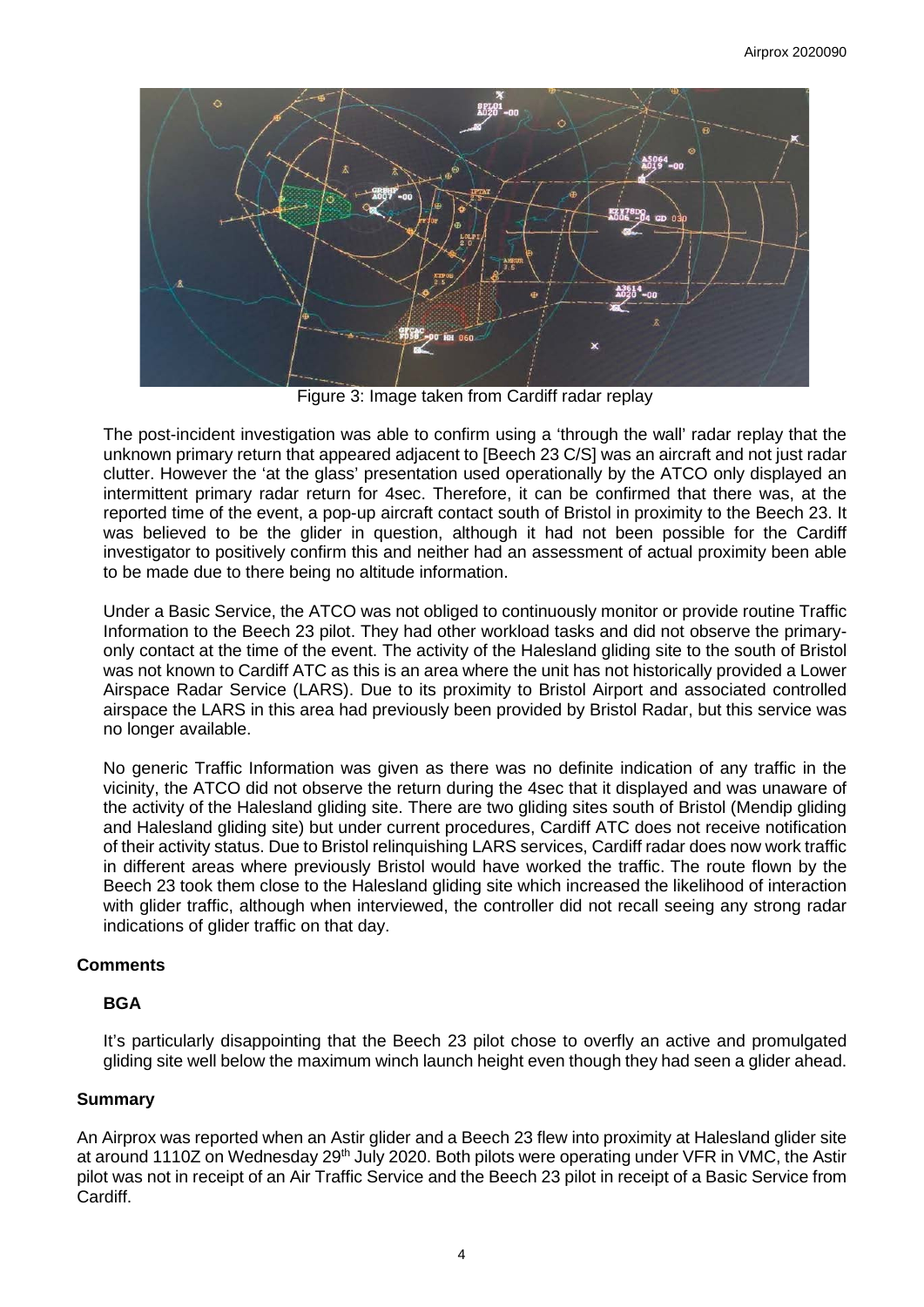Figure 3: Image taken from Cardiff radar replay

The post-incident investigation was able to confirm using a 'through the wall' radar replay that the unknown primary return that appeared adjacent to [Beech 23 C/S] was an aircraft and not just radar clutter. However the 'at the glass' presentation used operationally by the ATCO only displayed an intermittent primary radar return for 4sec. Therefore, it can be confirmed that there was, at the reported time of the event, a pop-up aircraft contact south of Bristol in proximity to the Beech 23. It was believed to be the glider in question, although it had not been possible for the Cardiff investigator to positively confirm this and neither had an assessment of actual proximity been able to be made due to there being no altitude information.

Under a Basic Service, the ATCO was not obliged to continuously monitor or provide routine Traffic Information to the Beech 23 pilot. They had other workload tasks and did not observe the primary-only contact at the time of the event. The activity of the Halesland gliding site to the south of Bristol was not known to Cardiff ATC as this is an area where the unit has not historically provided a Lower Airspace Radar Service (LARS). Due to its proximity to Bristol Airport and associated controlled airspace the LARS in this area had previously been provided by Bristol Radar, but this service was no longer available.

No generic Traffic Information was given as there was no definite indication of any traffic in the vicinity, the ATCO did not observe the return during the 4sec that it displayed and was unaware of the activity of the Halesland gliding site. There are two gliding sites south of Bristol (Mendip gliding and Halesland gliding site) but under current procedures, Cardiff ATC does not receive notification of their activity status. Due to Bristol relinquishing LARS services, Cardiff radar does now work traffic in different areas where previously Bristol would have worked the traffic. The route flown by the Beech 23 took them close to the Halesland gliding site which increased the likelihood of interaction with glider traffic, although when interviewed, the controller did not recall seeing any strong radar indications of glider traffic on that day.

## Comments

### BGA

It's particularly disappointing that the Beech 23 pilot chose to overfly an active and promulgated gliding site well below the maximum winch launch height even though they had seen a glider ahead.

## Summary

An Airprox was reported when an Astir glider and a Beech 23 flew into proximity at Halesland glider site at around 1110Z on Wednesday 29th July 2020. Both pilots were operating under VFR in VMC, the Astir pilot was not in receipt of an Air Traffic Service and the Beech 23 pilot in receipt of a Basic Service from Cardiff.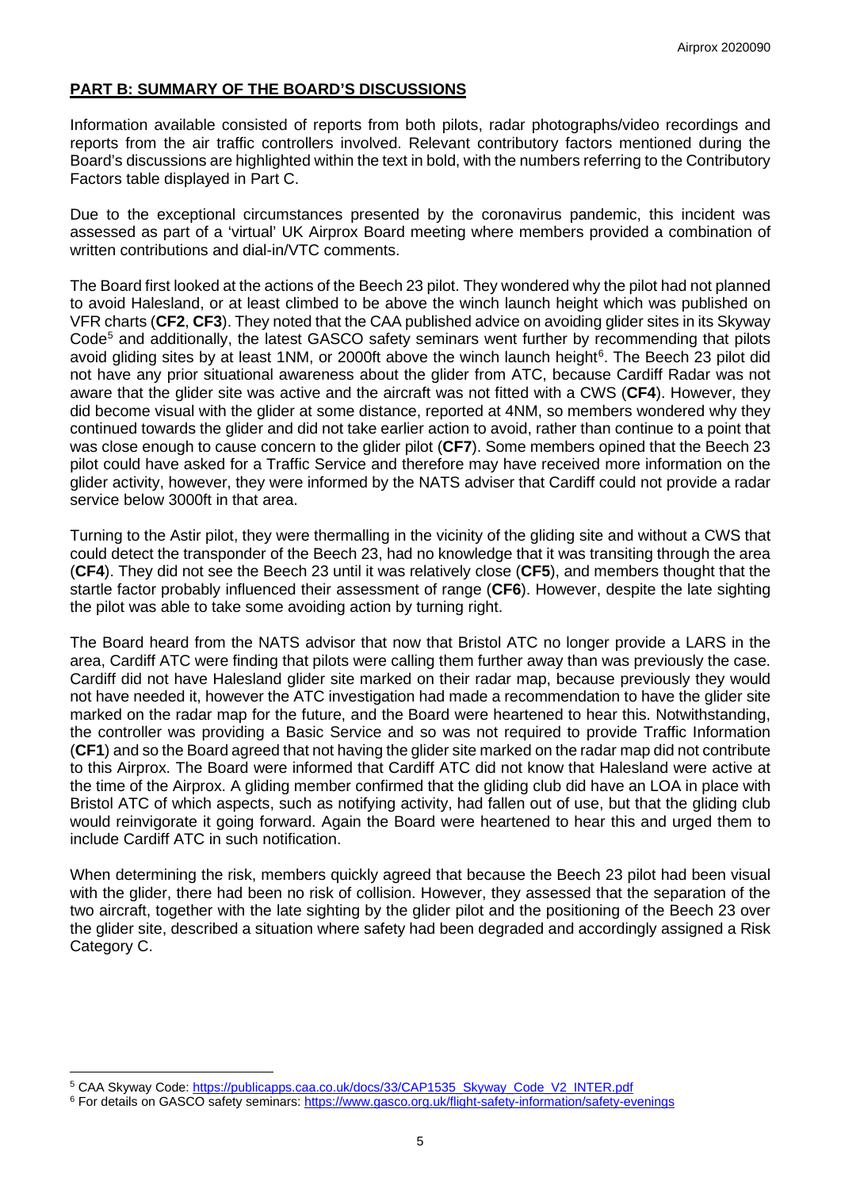## PART B: SUMMARY OF THE BOARD'S DISCUSSIONS

Information available consisted of reports from both pilots, radar photographs/video recordings and reports from the air traffic controllers involved. Relevant contributory factors mentioned during the Board's discussions are highlighted within the text in bold, with the numbers referring to the Contributory Factors table displayed in Part C.

Due to the exceptional circumstances presented by the coronavirus pandemic, this incident was assessed as part of a 'virtual' UK Airprox Board meeting where members provided a combination of written contributions and dial-in/VTC comments.

The Board first looked at the actions of the Beech 23 pilot. They wondered why the pilot had not planned to avoid Halesland, or at least climbed to be above the winch launch height which was published on VFR charts (**CF2**, **CF3**). They noted that the CAA published advice on avoiding glider sites in its Skyway Code[5] and additionally, the latest GASCO safety seminars went further by recommending that pilots avoid gliding sites by at least 1NM, or 2000ft above the winch launch height[6]. The Beech 23 pilot did not have any prior situational awareness about the glider from ATC, because Cardiff Radar was not aware that the glider site was active and the aircraft was not fitted with a CWS (**CF4**). However, they did become visual with the glider at some distance, reported at 4NM, so members wondered why they continued towards the glider and did not take earlier action to avoid, rather than continue to a point that was close enough to cause concern to the glider pilot (**CF7**). Some members opined that the Beech 23 pilot could have asked for a Traffic Service and therefore may have received more information on the glider activity, however, they were informed by the NATS adviser that Cardiff could not provide a radar service below 3000ft in that area.

Turning to the Astir pilot, they were thermalling in the vicinity of the gliding site and without a CWS that could detect the transponder of the Beech 23, had no knowledge that it was transiting through the area (**CF4**). They did not see the Beech 23 until it was relatively close (**CF5**), and members thought that the startle factor probably influenced their assessment of range (**CF6**). However, despite the late sighting the pilot was able to take some avoiding action by turning right.

The Board heard from the NATS advisor that now that Bristol ATC no longer provide a LARS in the area, Cardiff ATC were finding that pilots were calling them further away than was previously the case. Cardiff did not have Halesland glider site marked on their radar map, because previously they would not have needed it, however the ATC investigation had made a recommendation to have the glider site marked on the radar map for the future, and the Board were heartened to hear this. Notwithstanding, the controller was providing a Basic Service and so was not required to provide Traffic Information (**CF1**) and so the Board agreed that not having the glider site marked on the radar map did not contribute to this Airprox. The Board were informed that Cardiff ATC did not know that Halesland were active at the time of the Airprox. A gliding member confirmed that the gliding club did have an LOA in place with Bristol ATC of which aspects, such as notifying activity, had fallen out of use, but that the gliding club would reinvigorate it going forward. Again the Board were heartened to hear this and urged them to include Cardiff ATC in such notification.

When determining the risk, members quickly agreed that because the Beech 23 pilot had been visual with the glider, there had been no risk of collision. However, they assessed that the separation of the two aircraft, together with the late sighting by the glider pilot and the positioning of the Beech 23 over the glider site, described a situation where safety had been degraded and accordingly assigned a Risk Category C.

---

[5] CAA Skyway Code: https://publicapps.caa.co.uk/docs/33/CAP1535_Skyway_Code_V2_INTER.pdf

[6] For details on GASCO safety seminars: https://www.gasco.org.uk/flight-safety-information/safety-evenings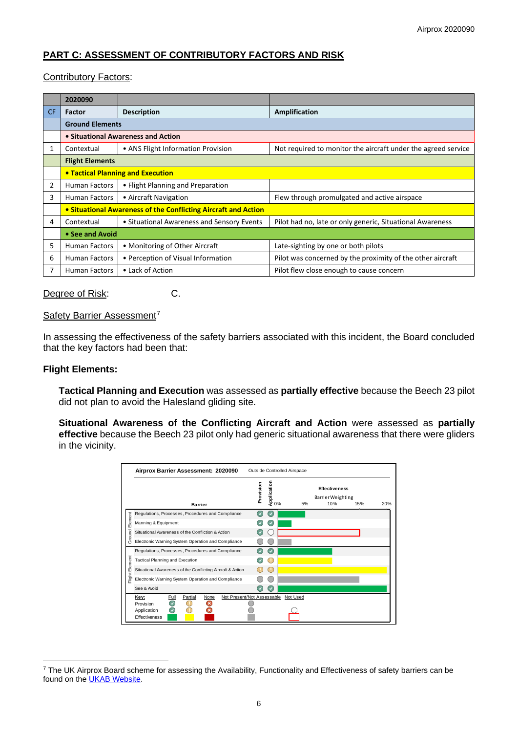## PART C: ASSESSMENT OF CONTRIBUTORY FACTORS AND RISK

Contributory Factors:

| | 2020090 | | |
|---|---|---|---|
| CF | Factor | Description | Amplification |
| | **Ground Elements** | | |
| | **• Situational Awareness and Action** | | |
| 1 | Contextual | • ANS Flight Information Provision | Not required to monitor the aircraft under the agreed service |
| | **Flight Elements** | | |
| | **• Tactical Planning and Execution** | | |
| 2 | Human Factors | • Flight Planning and Preparation | |
| 3 | Human Factors | • Aircraft Navigation | Flew through promulgated and active airspace |
| | **• Situational Awareness of the Conflicting Aircraft and Action** | | |
| 4 | Contextual | • Situational Awareness and Sensory Events | Pilot had no, late or only generic, Situational Awareness |
| | **• See and Avoid** | | |
| 5 | Human Factors | • Monitoring of Other Aircraft | Late-sighting by one or both pilots |
| 6 | Human Factors | • Perception of Visual Information | Pilot was concerned by the proximity of the other aircraft |
| 7 | Human Factors | • Lack of Action | Pilot flew close enough to cause concern |

Degree of Risk: C.

Safety Barrier Assessment[7]

In assessing the effectiveness of the safety barriers associated with this incident, the Board concluded that the key factors had been that:

### Flight Elements:

**Tactical Planning and Execution** was assessed as **partially effective** because the Beech 23 pilot did not plan to avoid the Halesland gliding site.

**Situational Awareness of the Conflicting Aircraft and Action** were assessed as **partially effective** because the Beech 23 pilot only had generic situational awareness that there were gliders in the vicinity.

Airprox Barrier Assessment: 2020090

Outside Controlled Airspace

Provision

Application

Effectiveness

Barrier Weighting

0% 5% 10% 15% 20%

Barrier

Ground Element

Regulations, Processes, Procedures and Compliance

Manning & Equipment

Situational Awareness of the Confliction & Action

Electronic Warning System Operation and Compliance

Flight Element

Regulations, Processes, Procedures and Compliance

Tactical Planning and Execution

Situational Awareness of the Conflicting Aircraft & Action

Electronic Warning System Operation and Compliance

See & Avoid

Key: Full Partial None Not Present/Not Assessable Not Used

Provision

Application

Effectiveness

---

[7] The UK Airprox Board scheme for assessing the Availability, Functionality and Effectiveness of safety barriers can be found on the [UKAB Website](UKAB Website).